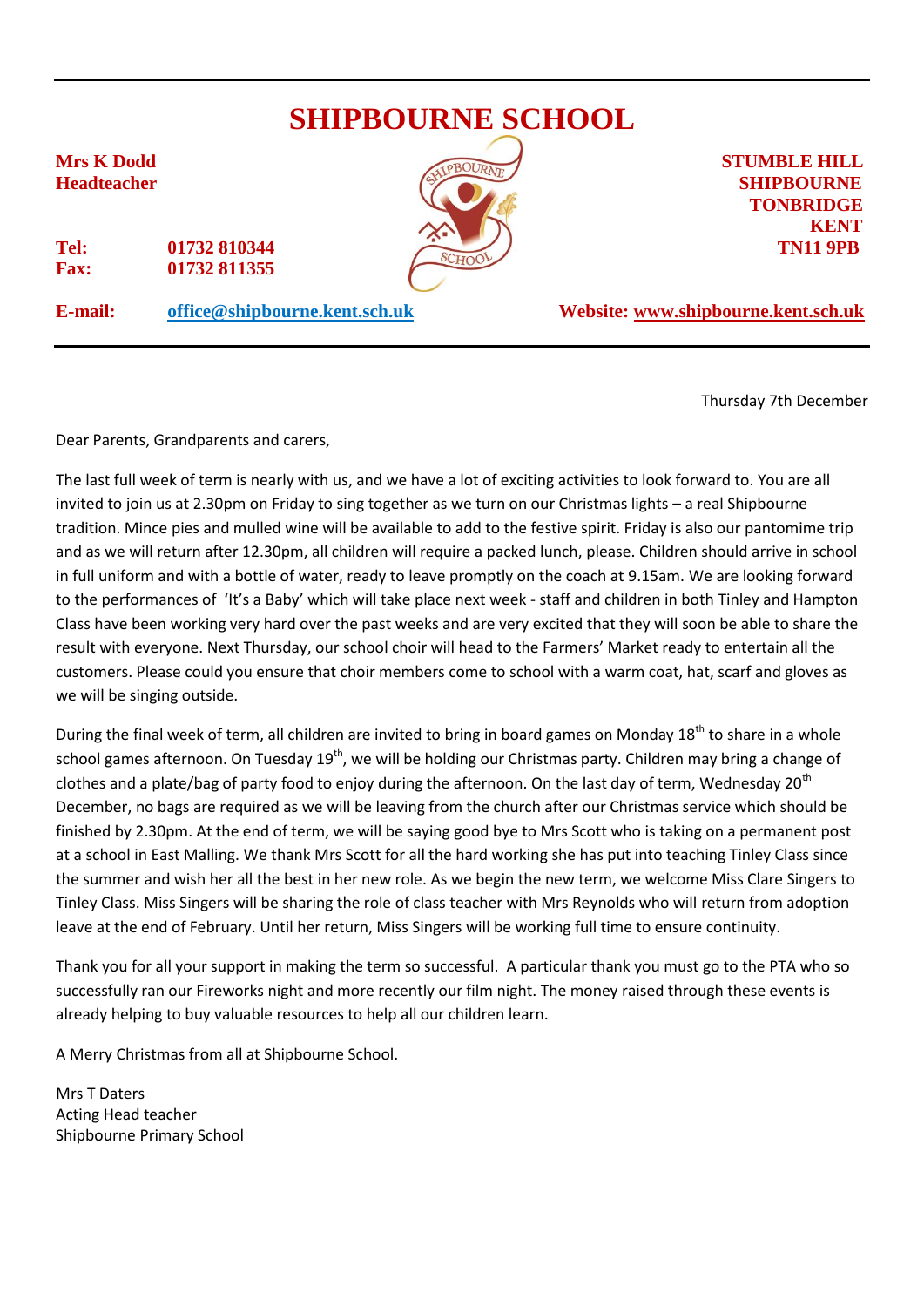# SHIPBOURNE SCHOOL

**Mrs K Dodd**
**Headteacher**

**STUMBLE HILL**
**SHIPBOURNE**
**TONBRIDGE**
**KENT**
**TN11 9PB**

**Tel:** **01732 810344**
**Fax:** **01732 811355**

**E-mail:** **office@shipbourne.kent.sch.uk**

**Website: www.shipbourne.kent.sch.uk**

---

Thursday 7th December

Dear Parents, Grandparents and carers,

The last full week of term is nearly with us, and we have a lot of exciting activities to look forward to. You are all invited to join us at 2.30pm on Friday to sing together as we turn on our Christmas lights – a real Shipbourne tradition. Mince pies and mulled wine will be available to add to the festive spirit. Friday is also our pantomime trip and as we will return after 12.30pm, all children will require a packed lunch, please. Children should arrive in school in full uniform and with a bottle of water, ready to leave promptly on the coach at 9.15am. We are looking forward to the performances of 'It's a Baby' which will take place next week - staff and children in both Tinley and Hampton Class have been working very hard over the past weeks and are very excited that they will soon be able to share the result with everyone. Next Thursday, our school choir will head to the Farmers' Market ready to entertain all the customers. Please could you ensure that choir members come to school with a warm coat, hat, scarf and gloves as we will be singing outside.

During the final week of term, all children are invited to bring in board games on Monday 18th to share in a whole school games afternoon. On Tuesday 19th, we will be holding our Christmas party. Children may bring a change of clothes and a plate/bag of party food to enjoy during the afternoon. On the last day of term, Wednesday 20th December, no bags are required as we will be leaving from the church after our Christmas service which should be finished by 2.30pm. At the end of term, we will be saying good bye to Mrs Scott who is taking on a permanent post at a school in East Malling. We thank Mrs Scott for all the hard working she has put into teaching Tinley Class since the summer and wish her all the best in her new role. As we begin the new term, we welcome Miss Clare Singers to Tinley Class. Miss Singers will be sharing the role of class teacher with Mrs Reynolds who will return from adoption leave at the end of February. Until her return, Miss Singers will be working full time to ensure continuity.

Thank you for all your support in making the term so successful. A particular thank you must go to the PTA who so successfully ran our Fireworks night and more recently our film night. The money raised through these events is already helping to buy valuable resources to help all our children learn.

A Merry Christmas from all at Shipbourne School.

Mrs T Daters
Acting Head teacher
Shipbourne Primary School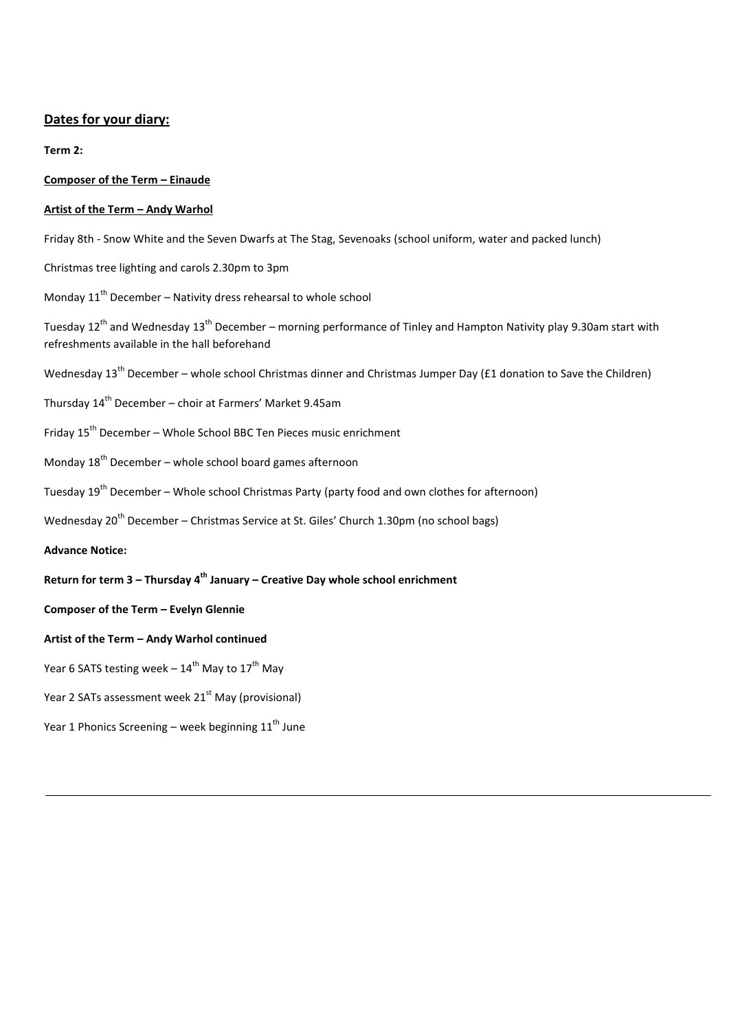## Dates for your diary:

**Term 2:**

**Composer of the Term – Einaude**

**Artist of the Term – Andy Warhol**

Friday 8th - Snow White and the Seven Dwarfs at The Stag, Sevenoaks (school uniform, water and packed lunch)

Christmas tree lighting and carols 2.30pm to 3pm

Monday 11th December – Nativity dress rehearsal to whole school

Tuesday 12th and Wednesday 13th December – morning performance of Tinley and Hampton Nativity play 9.30am start with refreshments available in the hall beforehand

Wednesday 13th December – whole school Christmas dinner and Christmas Jumper Day (£1 donation to Save the Children)

Thursday 14th December – choir at Farmers' Market 9.45am

Friday 15th December – Whole School BBC Ten Pieces music enrichment

Monday 18th December – whole school board games afternoon

Tuesday 19th December – Whole school Christmas Party (party food and own clothes for afternoon)

Wednesday 20th December – Christmas Service at St. Giles' Church 1.30pm (no school bags)

**Advance Notice:**

**Return for term 3 – Thursday 4th January – Creative Day whole school enrichment**

**Composer of the Term – Evelyn Glennie**

**Artist of the Term – Andy Warhol continued**

Year 6 SATS testing week – 14th May to 17th May

Year 2 SATs assessment week 21st May (provisional)

Year 1 Phonics Screening – week beginning 11th June